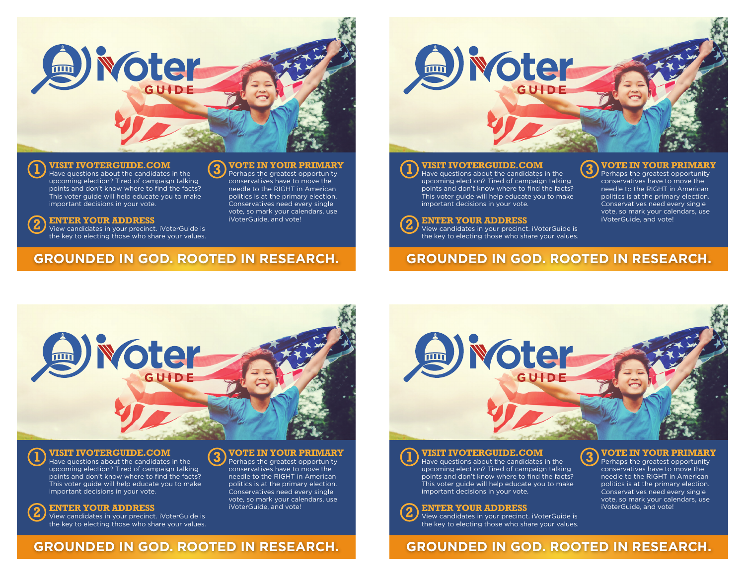# iVoter GUIDE

## ① VISIT IVOTERGUIDE.COM

Have questions about the candidates in the upcoming election? Tired of campaign talking points and don't know where to find the facts? This voter guide will help educate you to make important decisions in your vote.

## ② ENTER YOUR ADDRESS

View candidates in your precinct. iVoterGuide is the key to electing those who share your values.

## ③ VOTE IN YOUR PRIMARY

Perhaps the greatest opportunity conservatives have to move the needle to the RIGHT in American politics is at the primary election. Conservatives need every single vote, so mark your calendars, use iVoterGuide, and vote!

**GROUNDED IN GOD. ROOTED IN RESEARCH.**

---

# iVoter GUIDE

## ① VISIT IVOTERGUIDE.COM

Have questions about the candidates in the upcoming election? Tired of campaign talking points and don't know where to find the facts? This voter guide will help educate you to make important decisions in your vote.

## ② ENTER YOUR ADDRESS

View candidates in your precinct. iVoterGuide is the key to electing those who share your values.

## ③ VOTE IN YOUR PRIMARY

Perhaps the greatest opportunity conservatives have to move the needle to the RIGHT in American politics is at the primary election. Conservatives need every single vote, so mark your calendars, use iVoterGuide, and vote!

**GROUNDED IN GOD. ROOTED IN RESEARCH.**

---

# iVoter GUIDE

## ① VISIT IVOTERGUIDE.COM

Have questions about the candidates in the upcoming election? Tired of campaign talking points and don't know where to find the facts? This voter guide will help educate you to make important decisions in your vote.

## ② ENTER YOUR ADDRESS

View candidates in your precinct. iVoterGuide is the key to electing those who share your values.

## ③ VOTE IN YOUR PRIMARY

Perhaps the greatest opportunity conservatives have to move the needle to the RIGHT in American politics is at the primary election. Conservatives need every single vote, so mark your calendars, use iVoterGuide, and vote!

**GROUNDED IN GOD. ROOTED IN RESEARCH.**

---

# iVoter GUIDE

## ① VISIT IVOTERGUIDE.COM

Have questions about the candidates in the upcoming election? Tired of campaign talking points and don't know where to find the facts? This voter guide will help educate you to make important decisions in your vote.

## ② ENTER YOUR ADDRESS

View candidates in your precinct. iVoterGuide is the key to electing those who share your values.

## ③ VOTE IN YOUR PRIMARY

Perhaps the greatest opportunity conservatives have to move the needle to the RIGHT in American politics is at the primary election. Conservatives need every single vote, so mark your calendars, use iVoterGuide, and vote!

**GROUNDED IN GOD. ROOTED IN RESEARCH.**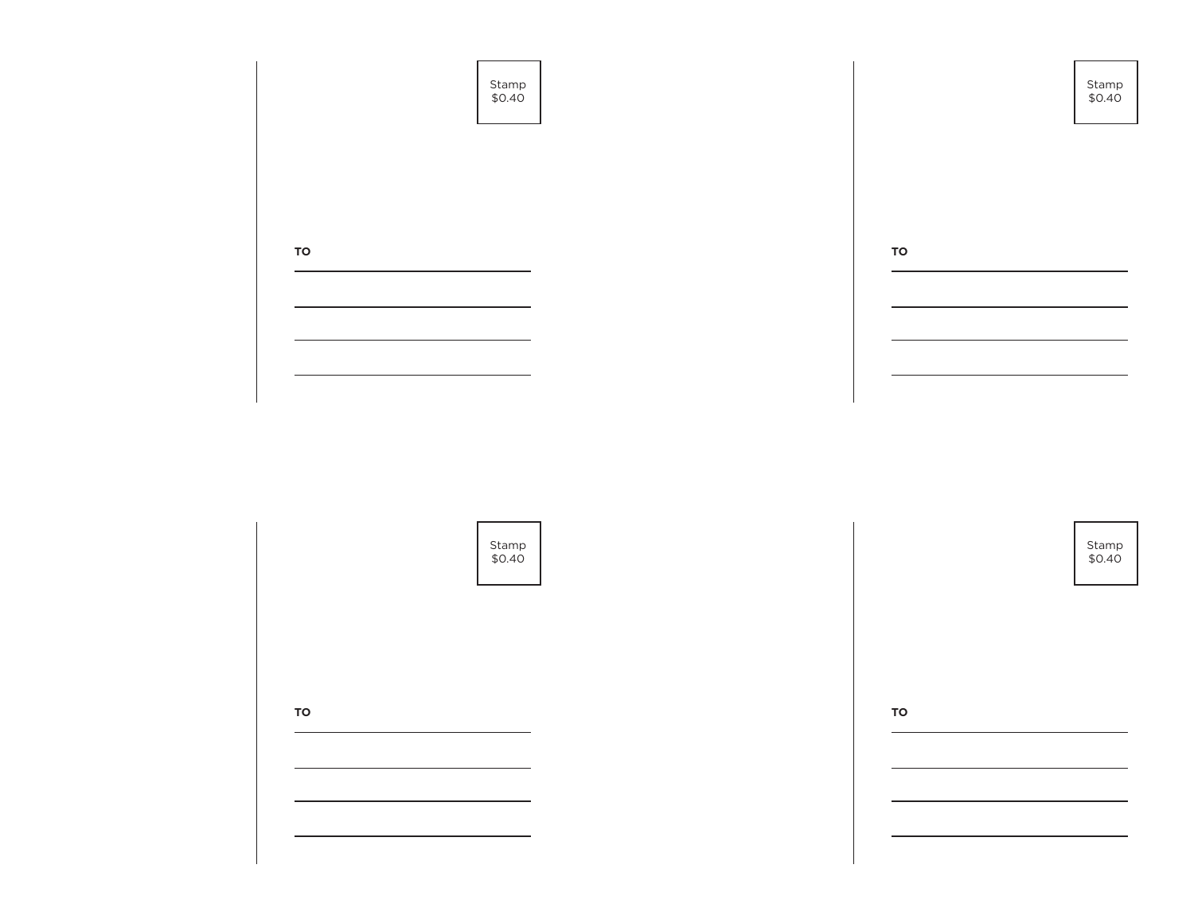Stamp
$0.40

TO

Stamp
$0.40

TO

Stamp
$0.40

TO

Stamp
$0.40

TO